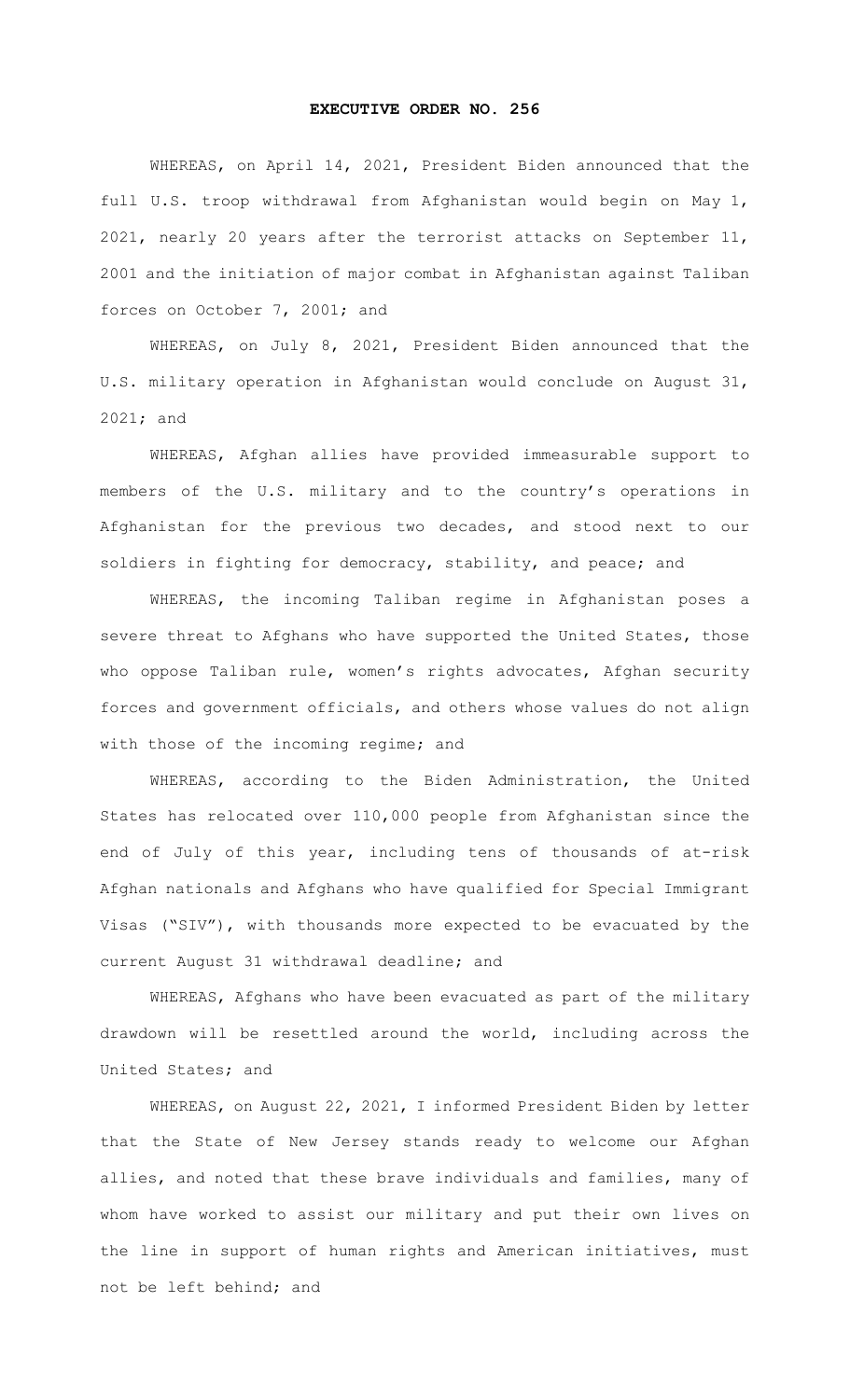# EXECUTIVE ORDER NO. 256

WHEREAS, on April 14, 2021, President Biden announced that the full U.S. troop withdrawal from Afghanistan would begin on May 1, 2021, nearly 20 years after the terrorist attacks on September 11, 2001 and the initiation of major combat in Afghanistan against Taliban forces on October 7, 2001; and

WHEREAS, on July 8, 2021, President Biden announced that the U.S. military operation in Afghanistan would conclude on August 31, 2021; and

WHEREAS, Afghan allies have provided immeasurable support to members of the U.S. military and to the country's operations in Afghanistan for the previous two decades, and stood next to our soldiers in fighting for democracy, stability, and peace; and

WHEREAS, the incoming Taliban regime in Afghanistan poses a severe threat to Afghans who have supported the United States, those who oppose Taliban rule, women's rights advocates, Afghan security forces and government officials, and others whose values do not align with those of the incoming regime; and

WHEREAS, according to the Biden Administration, the United States has relocated over 110,000 people from Afghanistan since the end of July of this year, including tens of thousands of at-risk Afghan nationals and Afghans who have qualified for Special Immigrant Visas ("SIV"), with thousands more expected to be evacuated by the current August 31 withdrawal deadline; and

WHEREAS, Afghans who have been evacuated as part of the military drawdown will be resettled around the world, including across the United States; and

WHEREAS, on August 22, 2021, I informed President Biden by letter that the State of New Jersey stands ready to welcome our Afghan allies, and noted that these brave individuals and families, many of whom have worked to assist our military and put their own lives on the line in support of human rights and American initiatives, must not be left behind; and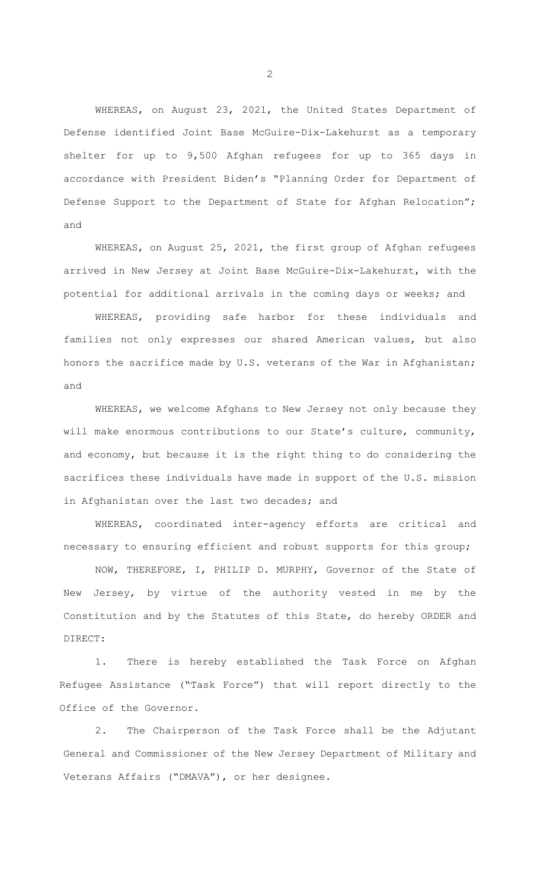WHEREAS, on August 23, 2021, the United States Department of Defense identified Joint Base McGuire-Dix-Lakehurst as a temporary shelter for up to 9,500 Afghan refugees for up to 365 days in accordance with President Biden's "Planning Order for Department of Defense Support to the Department of State for Afghan Relocation"; and

WHEREAS, on August 25, 2021, the first group of Afghan refugees arrived in New Jersey at Joint Base McGuire-Dix-Lakehurst, with the potential for additional arrivals in the coming days or weeks; and

WHEREAS, providing safe harbor for these individuals and families not only expresses our shared American values, but also honors the sacrifice made by U.S. veterans of the War in Afghanistan; and

WHEREAS, we welcome Afghans to New Jersey not only because they will make enormous contributions to our State's culture, community, and economy, but because it is the right thing to do considering the sacrifices these individuals have made in support of the U.S. mission in Afghanistan over the last two decades; and

WHEREAS, coordinated inter-agency efforts are critical and necessary to ensuring efficient and robust supports for this group;

NOW, THEREFORE, I, PHILIP D. MURPHY, Governor of the State of New Jersey, by virtue of the authority vested in me by the Constitution and by the Statutes of this State, do hereby ORDER and DIRECT:

1. There is hereby established the Task Force on Afghan Refugee Assistance ("Task Force") that will report directly to the Office of the Governor.

2. The Chairperson of the Task Force shall be the Adjutant General and Commissioner of the New Jersey Department of Military and Veterans Affairs ("DMAVA"), or her designee.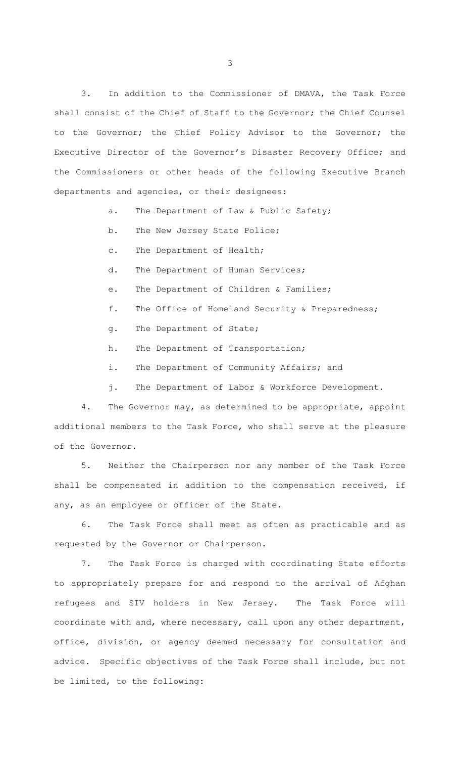3. In addition to the Commissioner of DMAVA, the Task Force shall consist of the Chief of Staff to the Governor; the Chief Counsel to the Governor; the Chief Policy Advisor to the Governor; the Executive Director of the Governor's Disaster Recovery Office; and the Commissioners or other heads of the following Executive Branch departments and agencies, or their designees:

a. The Department of Law & Public Safety;

b. The New Jersey State Police;

c. The Department of Health;

d. The Department of Human Services;

e. The Department of Children & Families;

f. The Office of Homeland Security & Preparedness;

g. The Department of State;

h. The Department of Transportation;

i. The Department of Community Affairs; and

j. The Department of Labor & Workforce Development.

4. The Governor may, as determined to be appropriate, appoint additional members to the Task Force, who shall serve at the pleasure of the Governor.

5. Neither the Chairperson nor any member of the Task Force shall be compensated in addition to the compensation received, if any, as an employee or officer of the State.

6. The Task Force shall meet as often as practicable and as requested by the Governor or Chairperson.

7. The Task Force is charged with coordinating State efforts to appropriately prepare for and respond to the arrival of Afghan refugees and SIV holders in New Jersey. The Task Force will coordinate with and, where necessary, call upon any other department, office, division, or agency deemed necessary for consultation and advice. Specific objectives of the Task Force shall include, but not be limited, to the following: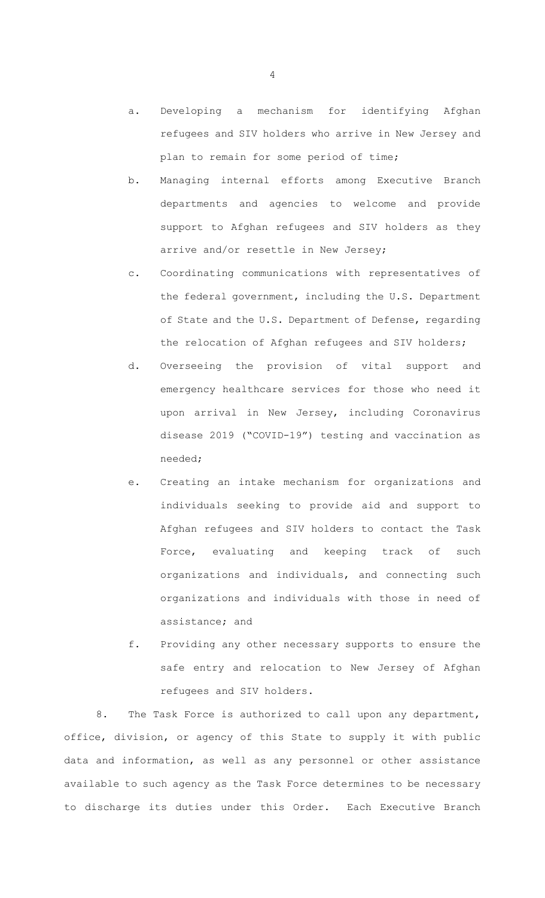a. Developing a mechanism for identifying Afghan refugees and SIV holders who arrive in New Jersey and plan to remain for some period of time;

b. Managing internal efforts among Executive Branch departments and agencies to welcome and provide support to Afghan refugees and SIV holders as they arrive and/or resettle in New Jersey;

c. Coordinating communications with representatives of the federal government, including the U.S. Department of State and the U.S. Department of Defense, regarding the relocation of Afghan refugees and SIV holders;

d. Overseeing the provision of vital support and emergency healthcare services for those who need it upon arrival in New Jersey, including Coronavirus disease 2019 ("COVID-19") testing and vaccination as needed;

e. Creating an intake mechanism for organizations and individuals seeking to provide aid and support to Afghan refugees and SIV holders to contact the Task Force, evaluating and keeping track of such organizations and individuals, and connecting such organizations and individuals with those in need of assistance; and

f. Providing any other necessary supports to ensure the safe entry and relocation to New Jersey of Afghan refugees and SIV holders.

8. The Task Force is authorized to call upon any department, office, division, or agency of this State to supply it with public data and information, as well as any personnel or other assistance available to such agency as the Task Force determines to be necessary to discharge its duties under this Order. Each Executive Branch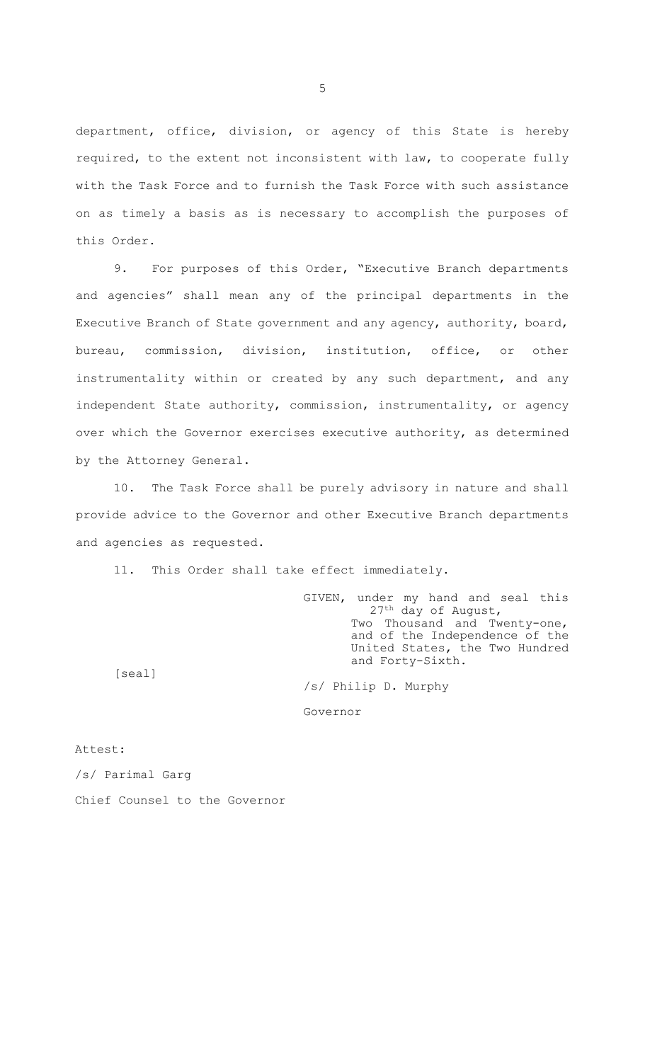department, office, division, or agency of this State is hereby required, to the extent not inconsistent with law, to cooperate fully with the Task Force and to furnish the Task Force with such assistance on as timely a basis as is necessary to accomplish the purposes of this Order.

9. For purposes of this Order, "Executive Branch departments and agencies" shall mean any of the principal departments in the Executive Branch of State government and any agency, authority, board, bureau, commission, division, institution, office, or other instrumentality within or created by any such department, and any independent State authority, commission, instrumentality, or agency over which the Governor exercises executive authority, as determined by the Attorney General.

10. The Task Force shall be purely advisory in nature and shall provide advice to the Governor and other Executive Branch departments and agencies as requested.

11. This Order shall take effect immediately.

GIVEN, under my hand and seal this 27th day of August, Two Thousand and Twenty-one, and of the Independence of the United States, the Two Hundred and Forty-Sixth.

[seal]

/s/ Philip D. Murphy

Governor

Attest:

/s/ Parimal Garg

Chief Counsel to the Governor